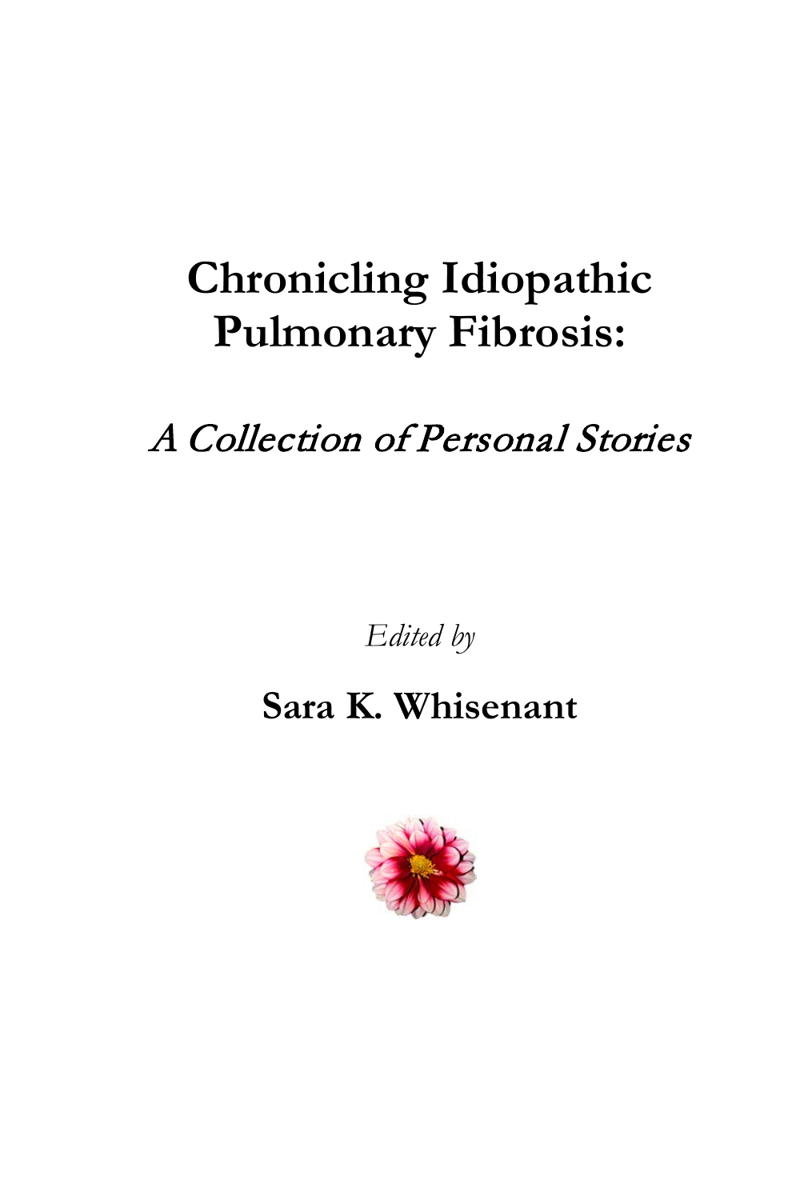# Chronicling Idiopathic Pulmonary Fibrosis:

*A Collection of Personal Stories*

*Edited by*

**Sara K. Whisenant**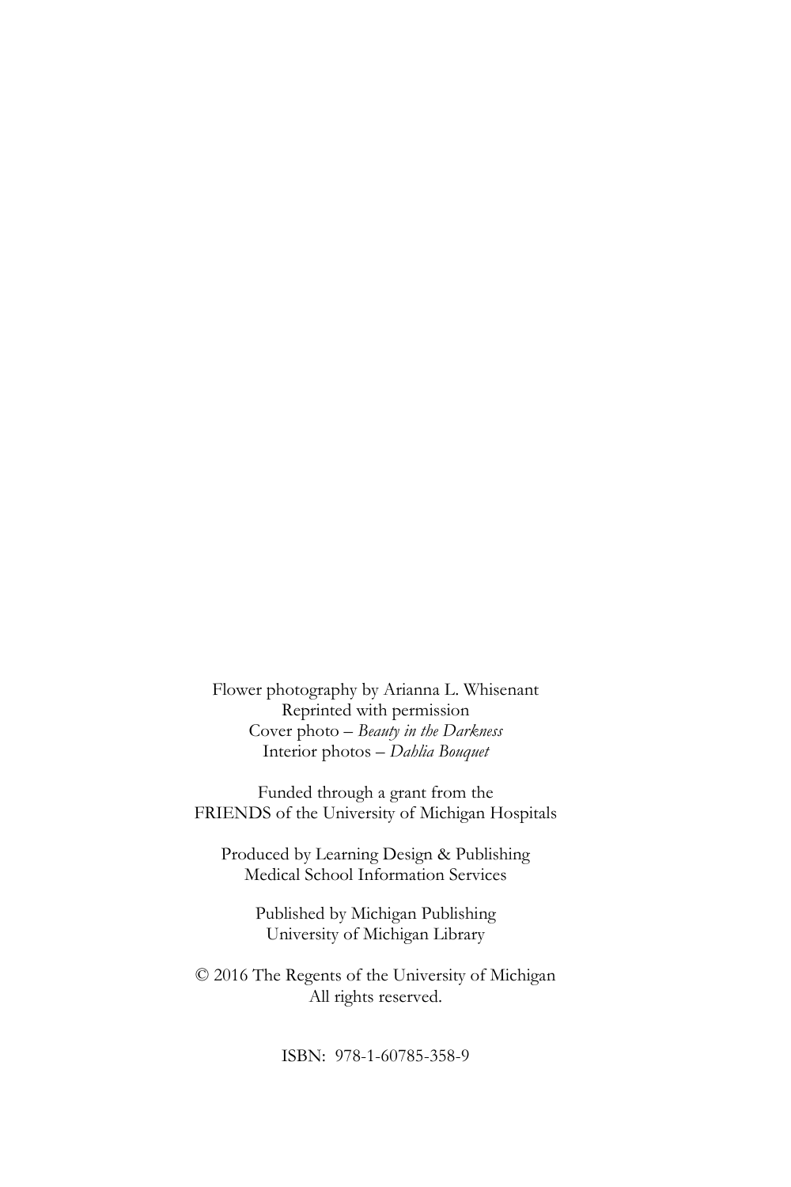Flower photography by Arianna L. Whisenant
Reprinted with permission
Cover photo – *Beauty in the Darkness*
Interior photos – *Dahlia Bouquet*

Funded through a grant from the
FRIENDS of the University of Michigan Hospitals

Produced by Learning Design & Publishing
Medical School Information Services

Published by Michigan Publishing
University of Michigan Library

© 2016 The Regents of the University of Michigan
All rights reserved.

ISBN: 978-1-60785-358-9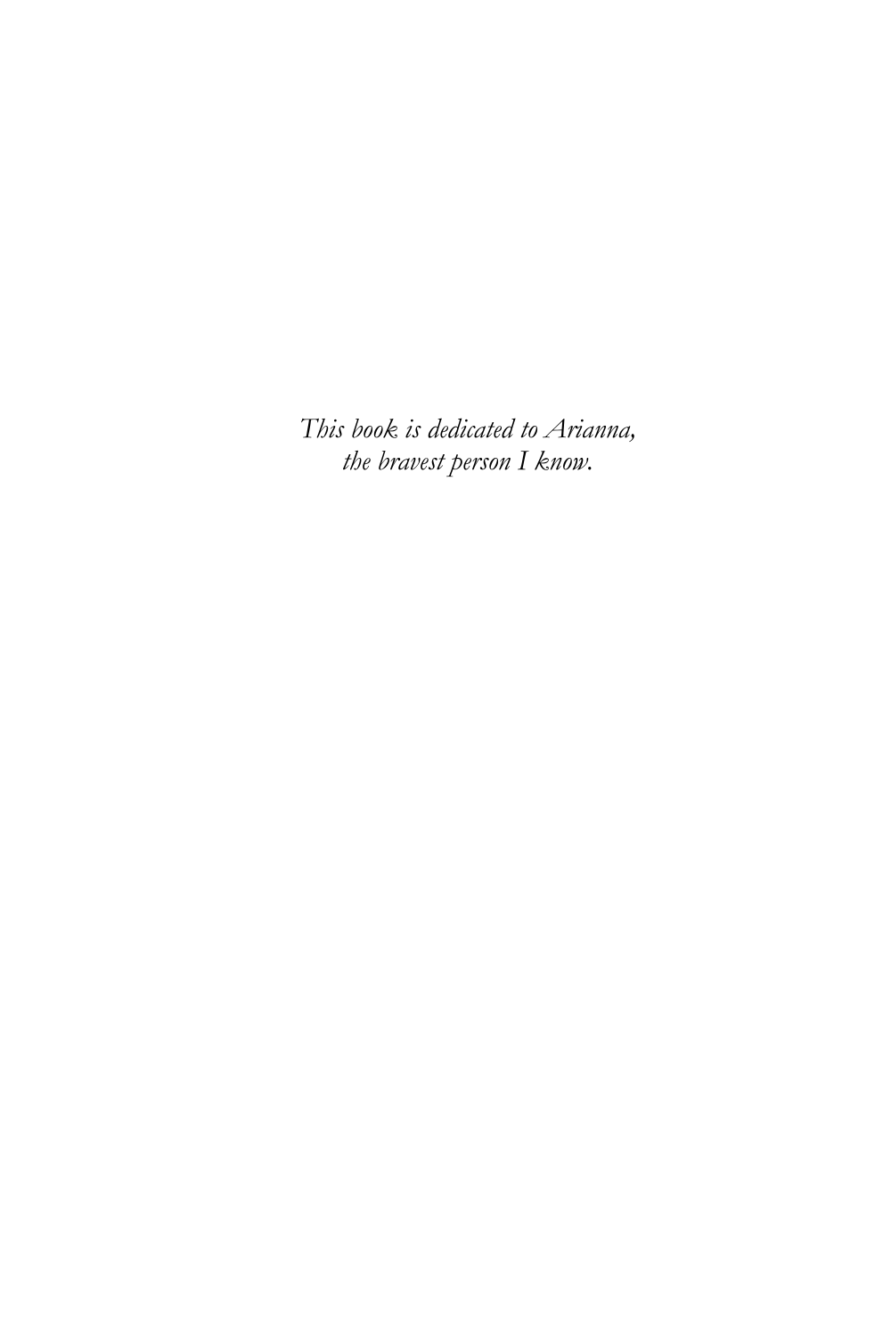*This book is dedicated to Arianna,*
*the bravest person I know.*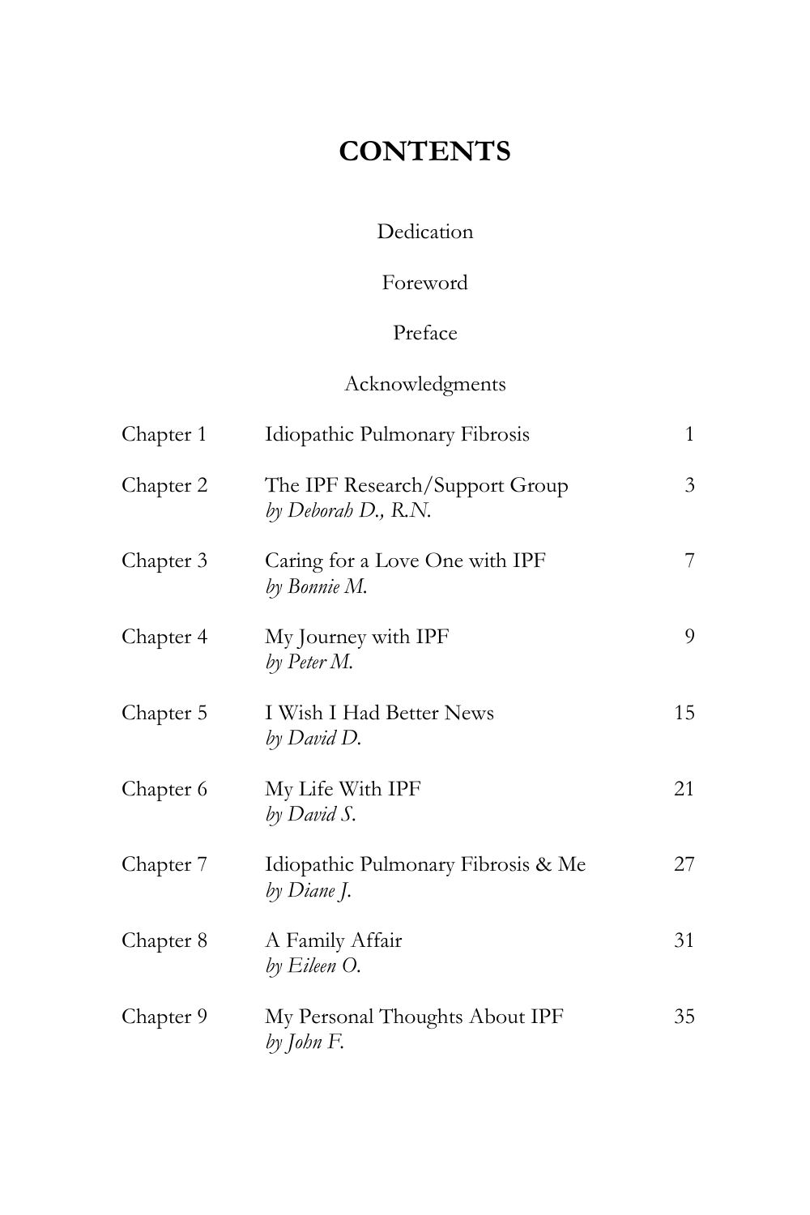# CONTENTS

Dedication

Foreword

Preface

Acknowledgments

| | | |
|---|---|---|
| Chapter 1 | Idiopathic Pulmonary Fibrosis | 1 |
| Chapter 2 | The IPF Research/Support Group<br>*by Deborah D., R.N.* | 3 |
| Chapter 3 | Caring for a Love One with IPF<br>*by Bonnie M.* | 7 |
| Chapter 4 | My Journey with IPF<br>*by Peter M.* | 9 |
| Chapter 5 | I Wish I Had Better News<br>*by David D.* | 15 |
| Chapter 6 | My Life With IPF<br>*by David S.* | 21 |
| Chapter 7 | Idiopathic Pulmonary Fibrosis & Me<br>*by Diane J.* | 27 |
| Chapter 8 | A Family Affair<br>*by Eileen O.* | 31 |
| Chapter 9 | My Personal Thoughts About IPF<br>*by John F.* | 35 |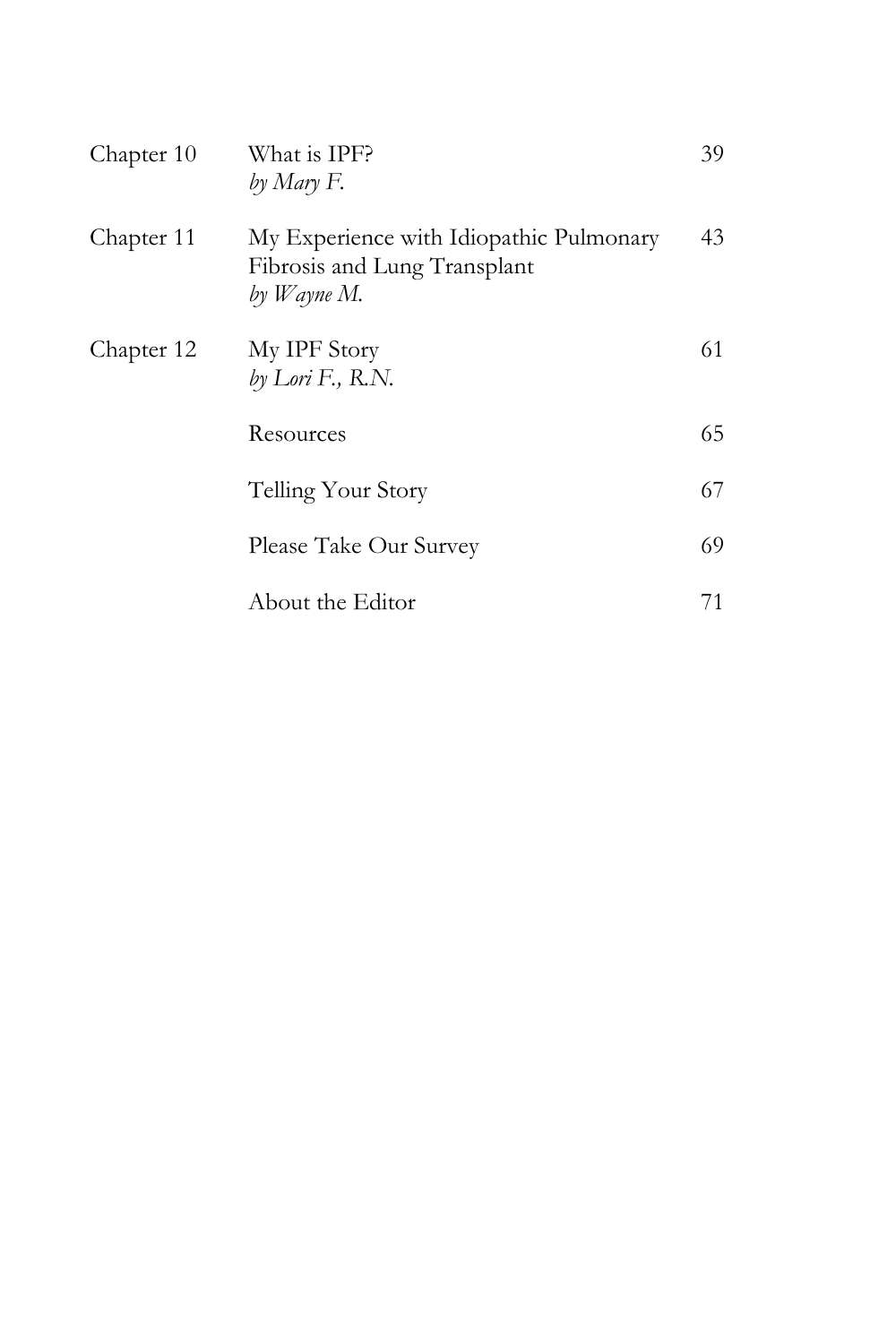| | | |
|---|---|---|
| Chapter 10 | What is IPF?<br>*by Mary F.* | 39 |
| Chapter 11 | My Experience with Idiopathic Pulmonary Fibrosis and Lung Transplant<br>*by Wayne M.* | 43 |
| Chapter 12 | My IPF Story<br>*by Lori F., R.N.* | 61 |
| | Resources | 65 |
| | Telling Your Story | 67 |
| | Please Take Our Survey | 69 |
| | About the Editor | 71 |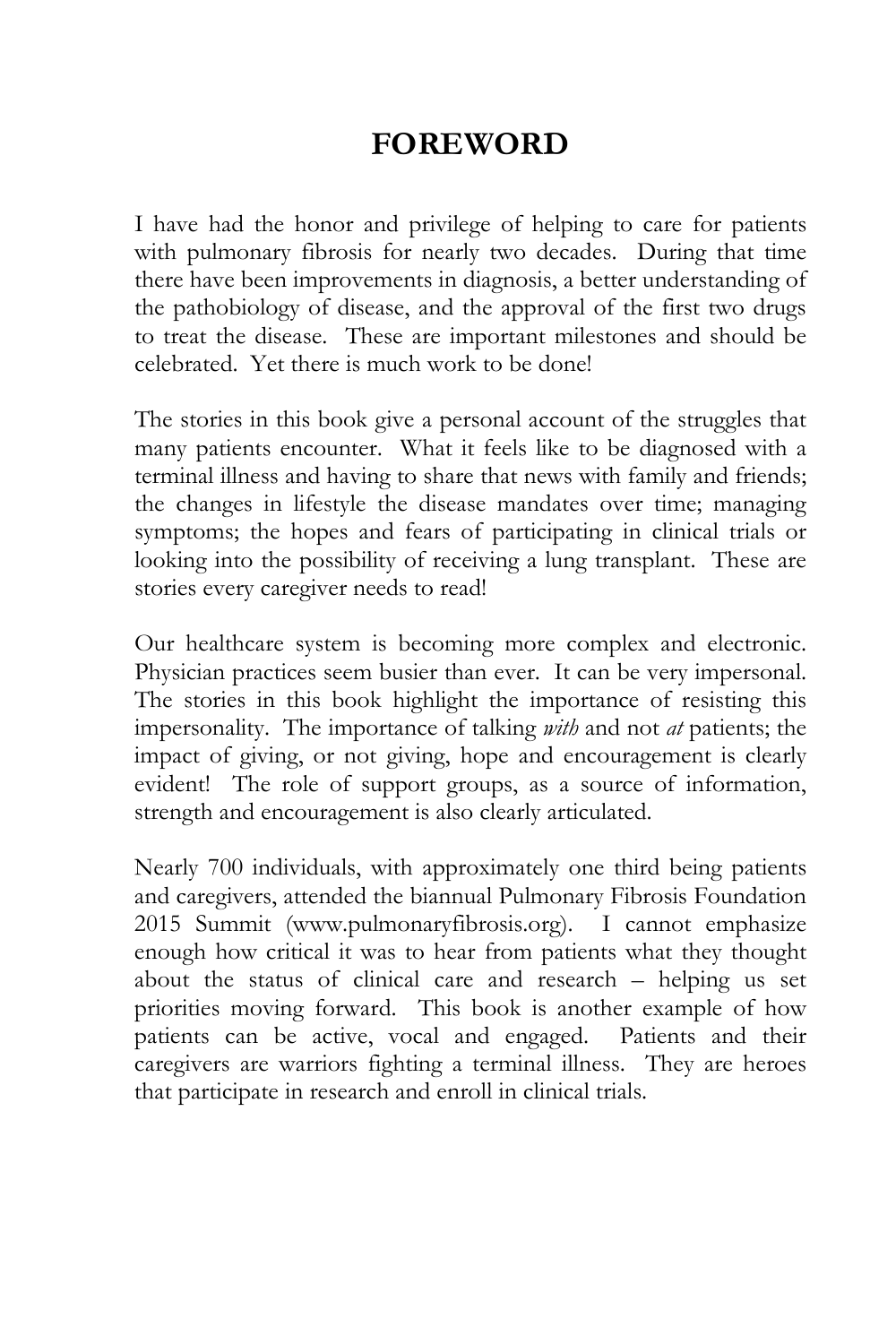# FOREWORD

I have had the honor and privilege of helping to care for patients with pulmonary fibrosis for nearly two decades. During that time there have been improvements in diagnosis, a better understanding of the pathobiology of disease, and the approval of the first two drugs to treat the disease. These are important milestones and should be celebrated. Yet there is much work to be done!

The stories in this book give a personal account of the struggles that many patients encounter. What it feels like to be diagnosed with a terminal illness and having to share that news with family and friends; the changes in lifestyle the disease mandates over time; managing symptoms; the hopes and fears of participating in clinical trials or looking into the possibility of receiving a lung transplant. These are stories every caregiver needs to read!

Our healthcare system is becoming more complex and electronic. Physician practices seem busier than ever. It can be very impersonal. The stories in this book highlight the importance of resisting this impersonality. The importance of talking *with* and not *at* patients; the impact of giving, or not giving, hope and encouragement is clearly evident! The role of support groups, as a source of information, strength and encouragement is also clearly articulated.

Nearly 700 individuals, with approximately one third being patients and caregivers, attended the biannual Pulmonary Fibrosis Foundation 2015 Summit (www.pulmonaryfibrosis.org). I cannot emphasize enough how critical it was to hear from patients what they thought about the status of clinical care and research – helping us set priorities moving forward. This book is another example of how patients can be active, vocal and engaged. Patients and their caregivers are warriors fighting a terminal illness. They are heroes that participate in research and enroll in clinical trials.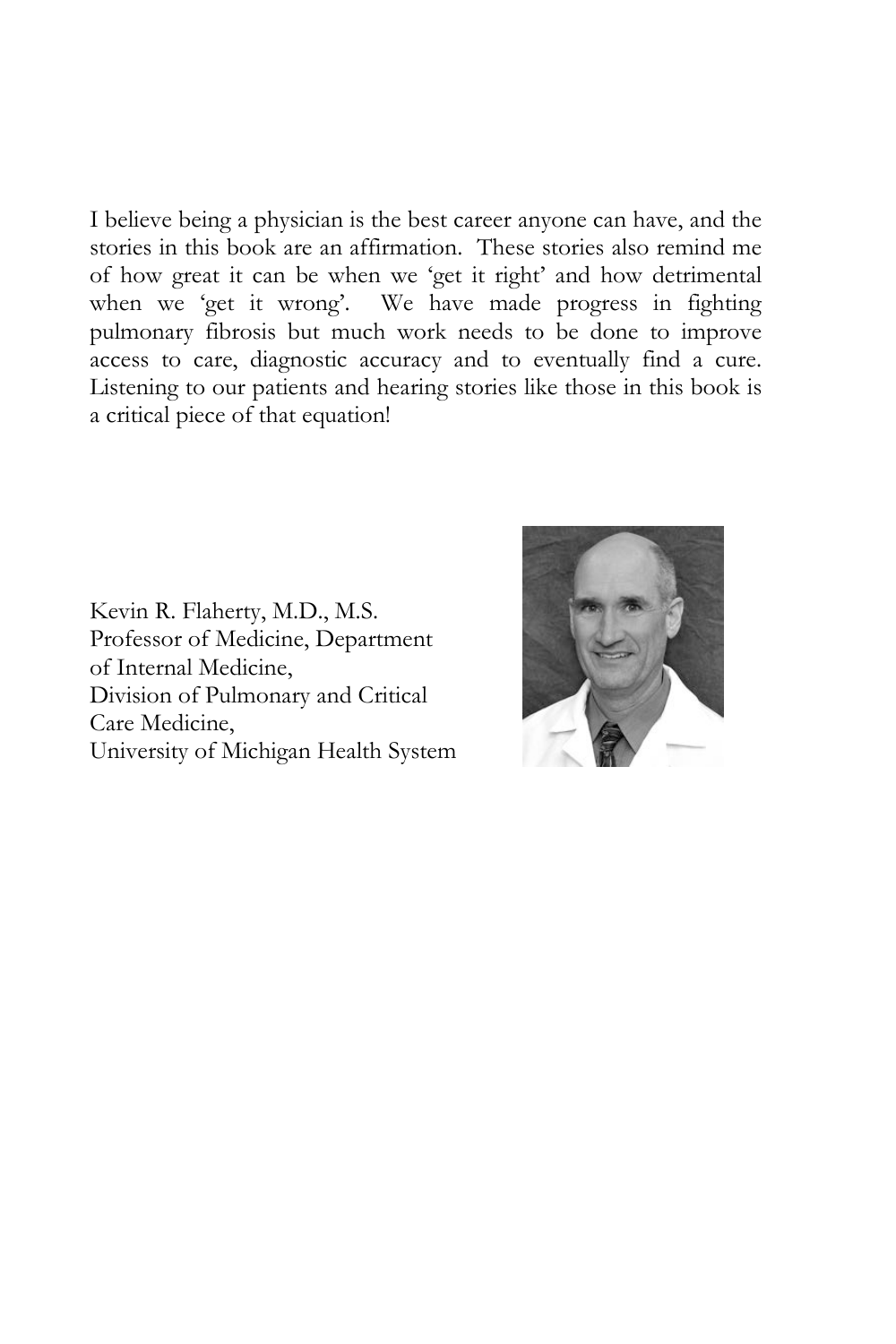I believe being a physician is the best career anyone can have, and the stories in this book are an affirmation. These stories also remind me of how great it can be when we 'get it right' and how detrimental when we 'get it wrong'. We have made progress in fighting pulmonary fibrosis but much work needs to be done to improve access to care, diagnostic accuracy and to eventually find a cure. Listening to our patients and hearing stories like those in this book is a critical piece of that equation!

Kevin R. Flaherty, M.D., M.S.
Professor of Medicine, Department of Internal Medicine,
Division of Pulmonary and Critical Care Medicine,
University of Michigan Health System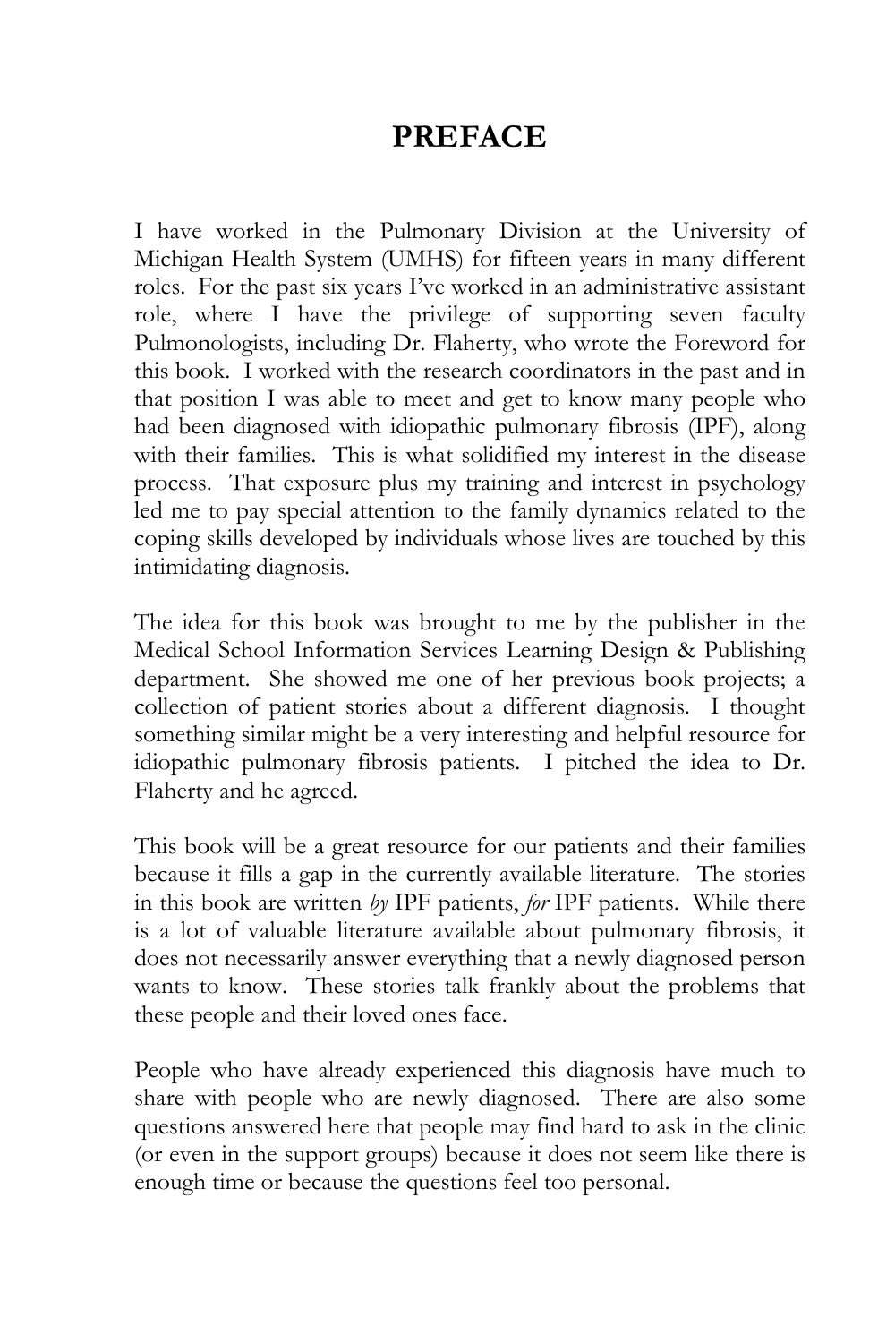# PREFACE

I have worked in the Pulmonary Division at the University of Michigan Health System (UMHS) for fifteen years in many different roles. For the past six years I've worked in an administrative assistant role, where I have the privilege of supporting seven faculty Pulmonologists, including Dr. Flaherty, who wrote the Foreword for this book. I worked with the research coordinators in the past and in that position I was able to meet and get to know many people who had been diagnosed with idiopathic pulmonary fibrosis (IPF), along with their families. This is what solidified my interest in the disease process. That exposure plus my training and interest in psychology led me to pay special attention to the family dynamics related to the coping skills developed by individuals whose lives are touched by this intimidating diagnosis.

The idea for this book was brought to me by the publisher in the Medical School Information Services Learning Design & Publishing department. She showed me one of her previous book projects; a collection of patient stories about a different diagnosis. I thought something similar might be a very interesting and helpful resource for idiopathic pulmonary fibrosis patients. I pitched the idea to Dr. Flaherty and he agreed.

This book will be a great resource for our patients and their families because it fills a gap in the currently available literature. The stories in this book are written *by* IPF patients, *for* IPF patients. While there is a lot of valuable literature available about pulmonary fibrosis, it does not necessarily answer everything that a newly diagnosed person wants to know. These stories talk frankly about the problems that these people and their loved ones face.

People who have already experienced this diagnosis have much to share with people who are newly diagnosed. There are also some questions answered here that people may find hard to ask in the clinic (or even in the support groups) because it does not seem like there is enough time or because the questions feel too personal.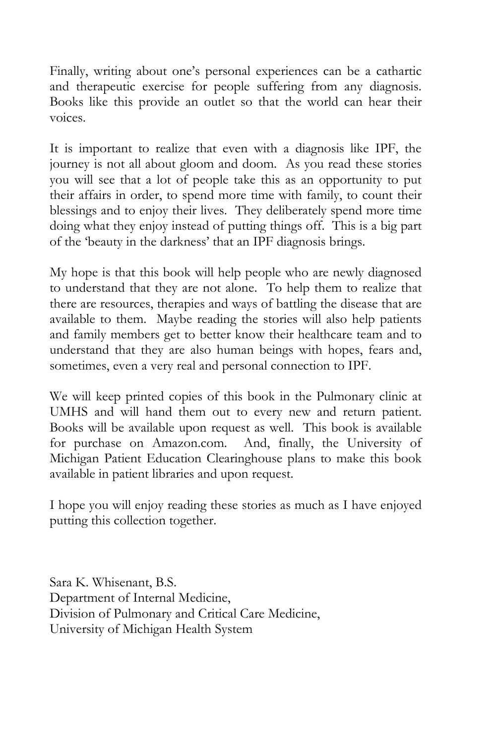Finally, writing about one's personal experiences can be a cathartic and therapeutic exercise for people suffering from any diagnosis. Books like this provide an outlet so that the world can hear their voices.

It is important to realize that even with a diagnosis like IPF, the journey is not all about gloom and doom. As you read these stories you will see that a lot of people take this as an opportunity to put their affairs in order, to spend more time with family, to count their blessings and to enjoy their lives. They deliberately spend more time doing what they enjoy instead of putting things off. This is a big part of the 'beauty in the darkness' that an IPF diagnosis brings.

My hope is that this book will help people who are newly diagnosed to understand that they are not alone. To help them to realize that there are resources, therapies and ways of battling the disease that are available to them. Maybe reading the stories will also help patients and family members get to better know their healthcare team and to understand that they are also human beings with hopes, fears and, sometimes, even a very real and personal connection to IPF.

We will keep printed copies of this book in the Pulmonary clinic at UMHS and will hand them out to every new and return patient. Books will be available upon request as well. This book is available for purchase on Amazon.com. And, finally, the University of Michigan Patient Education Clearinghouse plans to make this book available in patient libraries and upon request.

I hope you will enjoy reading these stories as much as I have enjoyed putting this collection together.

Sara K. Whisenant, B.S.
Department of Internal Medicine,
Division of Pulmonary and Critical Care Medicine,
University of Michigan Health System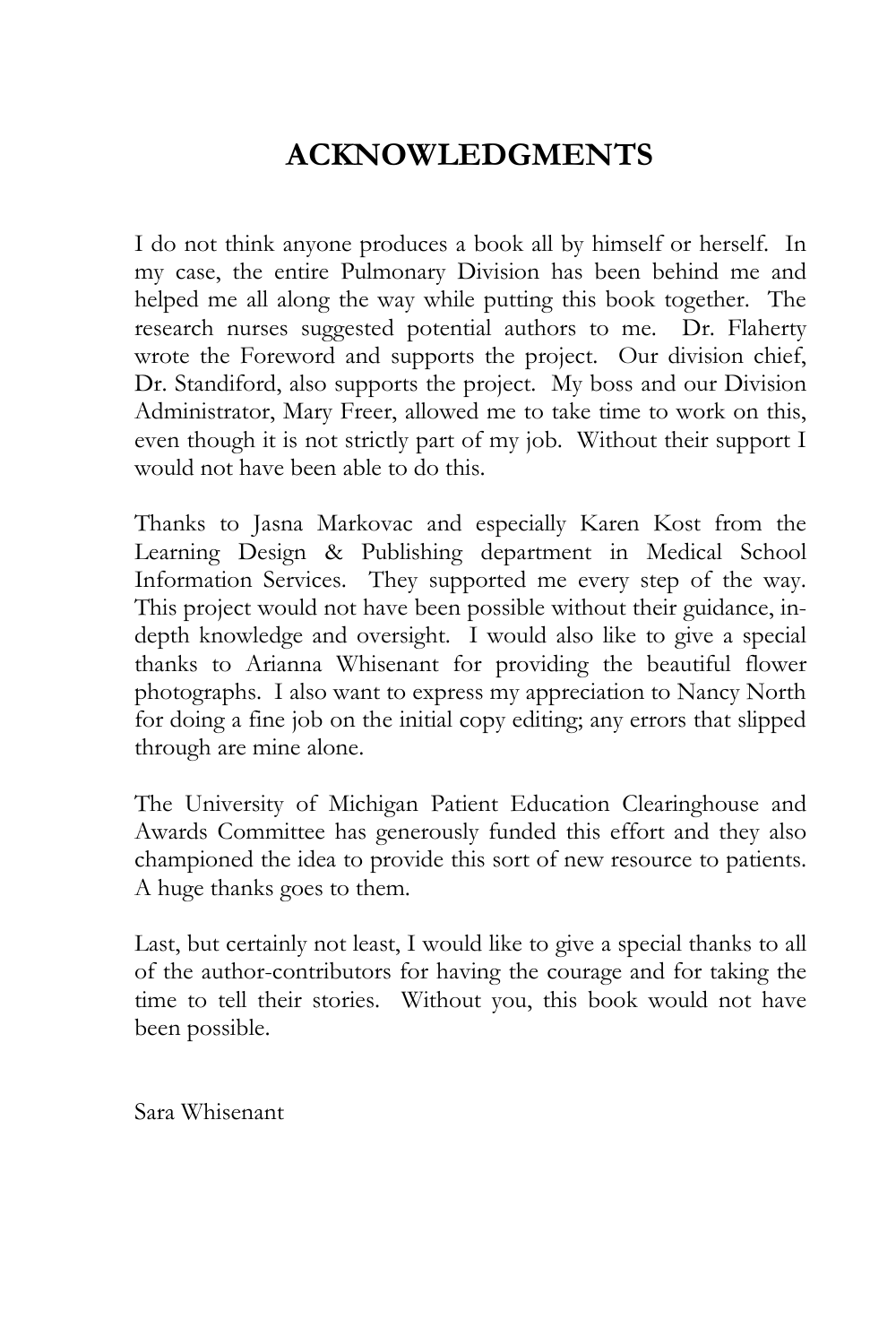# ACKNOWLEDGMENTS

I do not think anyone produces a book all by himself or herself. In my case, the entire Pulmonary Division has been behind me and helped me all along the way while putting this book together. The research nurses suggested potential authors to me. Dr. Flaherty wrote the Foreword and supports the project. Our division chief, Dr. Standiford, also supports the project. My boss and our Division Administrator, Mary Freer, allowed me to take time to work on this, even though it is not strictly part of my job. Without their support I would not have been able to do this.

Thanks to Jasna Markovac and especially Karen Kost from the Learning Design & Publishing department in Medical School Information Services. They supported me every step of the way. This project would not have been possible without their guidance, in-depth knowledge and oversight. I would also like to give a special thanks to Arianna Whisenant for providing the beautiful flower photographs. I also want to express my appreciation to Nancy North for doing a fine job on the initial copy editing; any errors that slipped through are mine alone.

The University of Michigan Patient Education Clearinghouse and Awards Committee has generously funded this effort and they also championed the idea to provide this sort of new resource to patients. A huge thanks goes to them.

Last, but certainly not least, I would like to give a special thanks to all of the author-contributors for having the courage and for taking the time to tell their stories. Without you, this book would not have been possible.

Sara Whisenant